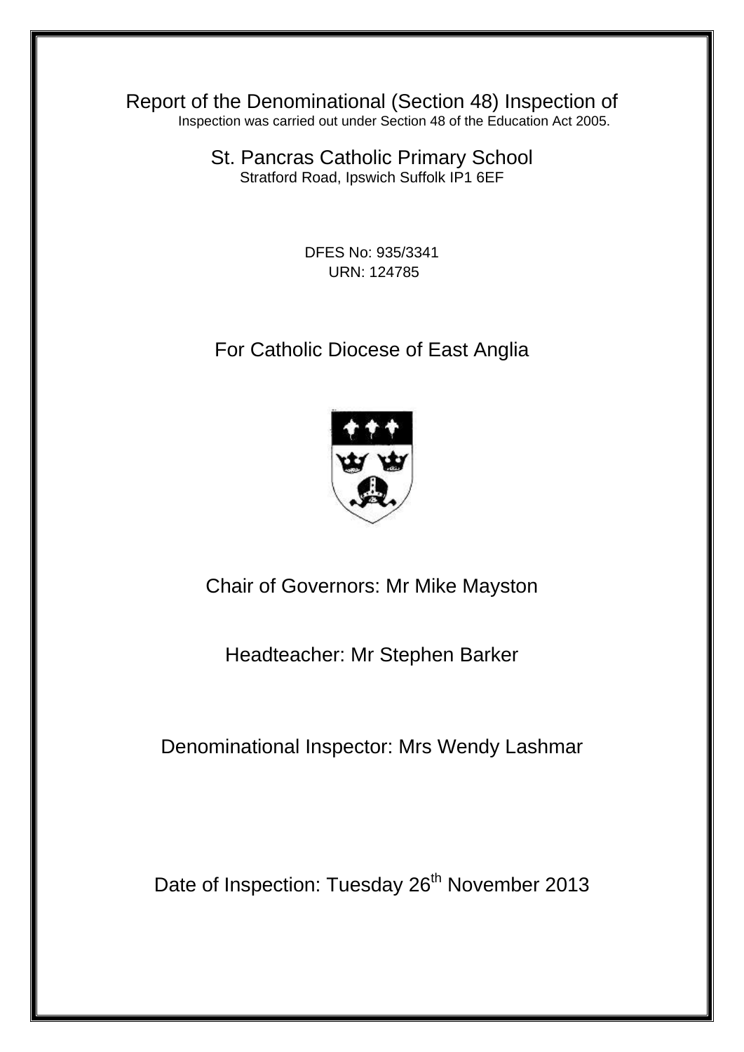# Report of the Denominational (Section 48) Inspection of

Inspection was carried out under Section 48 of the Education Act 2005.

## St. Pancras Catholic Primary School

Stratford Road, Ipswich Suffolk IP1 6EF

DFES No: 935/3341

URN: 124785

For Catholic Diocese of East Anglia

Chair of Governors: Mr Mike Mayston

Headteacher: Mr Stephen Barker

Denominational Inspector: Mrs Wendy Lashmar

Date of Inspection: Tuesday 26th November 2013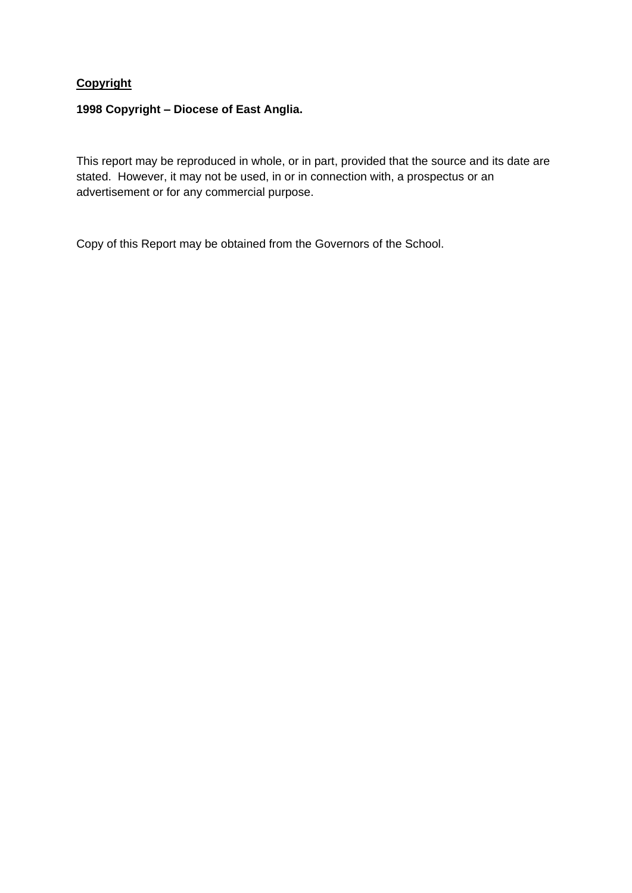**Copyright**

**1998 Copyright – Diocese of East Anglia.**

This report may be reproduced in whole, or in part, provided that the source and its date are stated. However, it may not be used, in or in connection with, a prospectus or an advertisement or for any commercial purpose.

Copy of this Report may be obtained from the Governors of the School.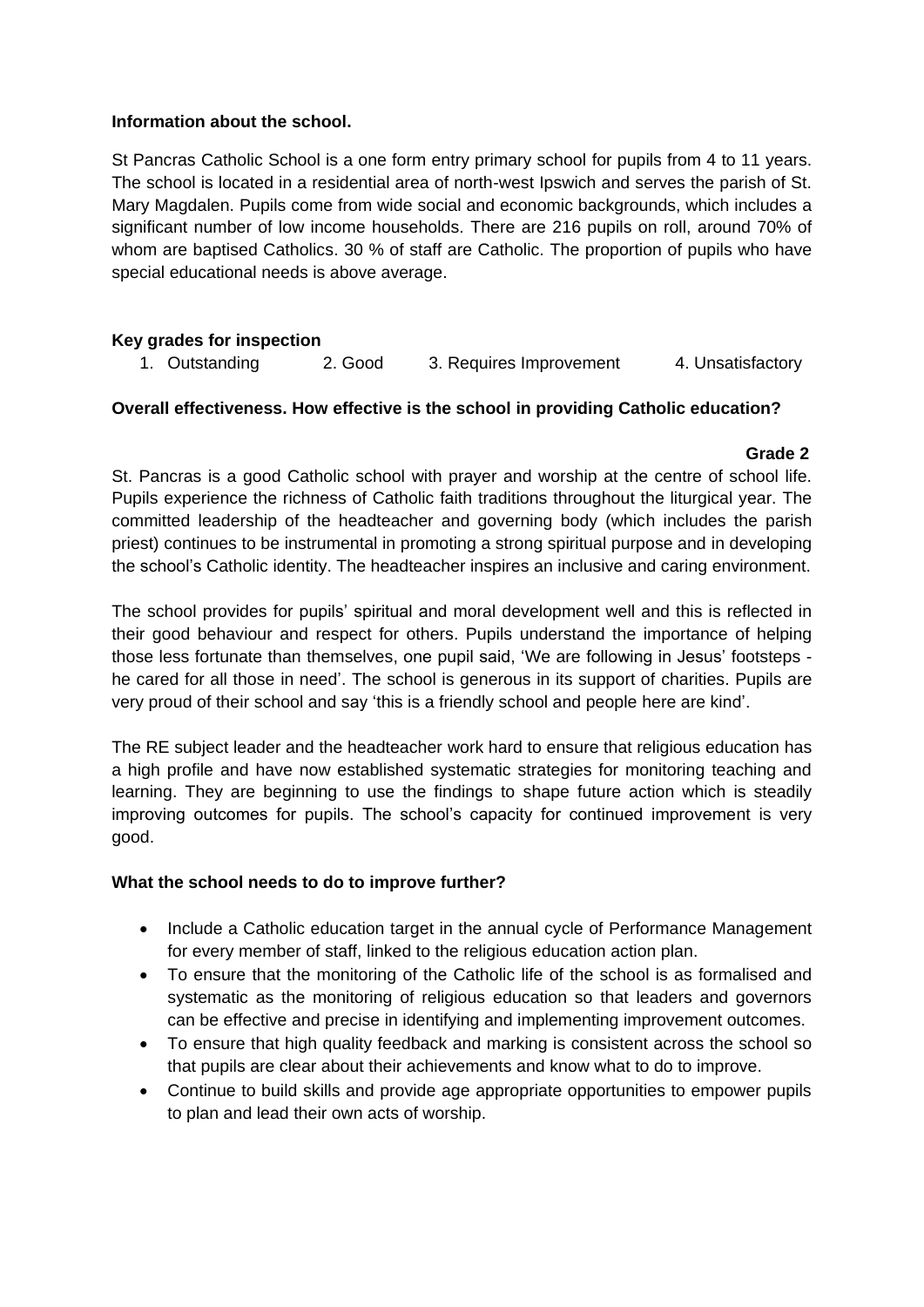**Information about the school.**

St Pancras Catholic School is a one form entry primary school for pupils from 4 to 11 years. The school is located in a residential area of north-west Ipswich and serves the parish of St. Mary Magdalen. Pupils come from wide social and economic backgrounds, which includes a significant number of low income households. There are 216 pupils on roll, around 70% of whom are baptised Catholics. 30 % of staff are Catholic. The proportion of pupils who have special educational needs is above average.

**Key grades for inspection**

1. Outstanding  2. Good  3. Requires Improvement  4. Unsatisfactory

**Overall effectiveness. How effective is the school in providing Catholic education?**

**Grade 2**

St. Pancras is a good Catholic school with prayer and worship at the centre of school life. Pupils experience the richness of Catholic faith traditions throughout the liturgical year. The committed leadership of the headteacher and governing body (which includes the parish priest) continues to be instrumental in promoting a strong spiritual purpose and in developing the school's Catholic identity. The headteacher inspires an inclusive and caring environment.

The school provides for pupils' spiritual and moral development well and this is reflected in their good behaviour and respect for others. Pupils understand the importance of helping those less fortunate than themselves, one pupil said, 'We are following in Jesus' footsteps - he cared for all those in need'. The school is generous in its support of charities. Pupils are very proud of their school and say 'this is a friendly school and people here are kind'.

The RE subject leader and the headteacher work hard to ensure that religious education has a high profile and have now established systematic strategies for monitoring teaching and learning. They are beginning to use the findings to shape future action which is steadily improving outcomes for pupils. The school's capacity for continued improvement is very good.

**What the school needs to do to improve further?**

- Include a Catholic education target in the annual cycle of Performance Management for every member of staff, linked to the religious education action plan.
- To ensure that the monitoring of the Catholic life of the school is as formalised and systematic as the monitoring of religious education so that leaders and governors can be effective and precise in identifying and implementing improvement outcomes.
- To ensure that high quality feedback and marking is consistent across the school so that pupils are clear about their achievements and know what to do to improve.
- Continue to build skills and provide age appropriate opportunities to empower pupils to plan and lead their own acts of worship.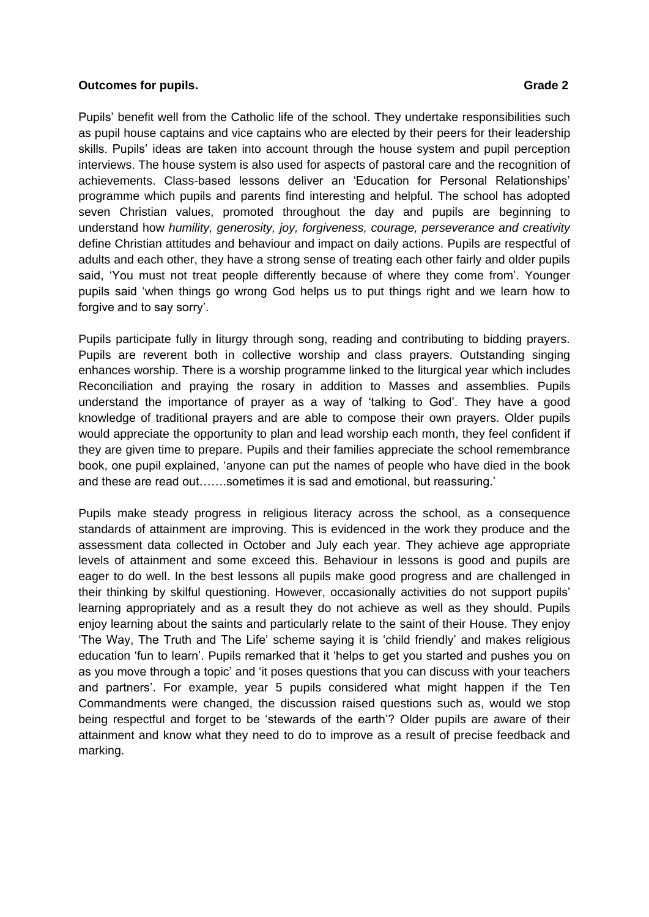**Outcomes for pupils. Grade 2**

Pupils' benefit well from the Catholic life of the school. They undertake responsibilities such as pupil house captains and vice captains who are elected by their peers for their leadership skills. Pupils' ideas are taken into account through the house system and pupil perception interviews. The house system is also used for aspects of pastoral care and the recognition of achievements. Class-based lessons deliver an 'Education for Personal Relationships' programme which pupils and parents find interesting and helpful. The school has adopted seven Christian values, promoted throughout the day and pupils are beginning to understand how *humility, generosity, joy, forgiveness, courage, perseverance and creativity* define Christian attitudes and behaviour and impact on daily actions. Pupils are respectful of adults and each other, they have a strong sense of treating each other fairly and older pupils said, 'You must not treat people differently because of where they come from'. Younger pupils said 'when things go wrong God helps us to put things right and we learn how to forgive and to say sorry'.

Pupils participate fully in liturgy through song, reading and contributing to bidding prayers. Pupils are reverent both in collective worship and class prayers. Outstanding singing enhances worship. There is a worship programme linked to the liturgical year which includes Reconciliation and praying the rosary in addition to Masses and assemblies. Pupils understand the importance of prayer as a way of 'talking to God'. They have a good knowledge of traditional prayers and are able to compose their own prayers. Older pupils would appreciate the opportunity to plan and lead worship each month, they feel confident if they are given time to prepare. Pupils and their families appreciate the school remembrance book, one pupil explained, 'anyone can put the names of people who have died in the book and these are read out…….sometimes it is sad and emotional, but reassuring.'

Pupils make steady progress in religious literacy across the school, as a consequence standards of attainment are improving. This is evidenced in the work they produce and the assessment data collected in October and July each year. They achieve age appropriate levels of attainment and some exceed this. Behaviour in lessons is good and pupils are eager to do well. In the best lessons all pupils make good progress and are challenged in their thinking by skilful questioning. However, occasionally activities do not support pupils' learning appropriately and as a result they do not achieve as well as they should. Pupils enjoy learning about the saints and particularly relate to the saint of their House. They enjoy 'The Way, The Truth and The Life' scheme saying it is 'child friendly' and makes religious education 'fun to learn'. Pupils remarked that it 'helps to get you started and pushes you on as you move through a topic' and 'it poses questions that you can discuss with your teachers and partners'. For example, year 5 pupils considered what might happen if the Ten Commandments were changed, the discussion raised questions such as, would we stop being respectful and forget to be 'stewards of the earth'? Older pupils are aware of their attainment and know what they need to do to improve as a result of precise feedback and marking.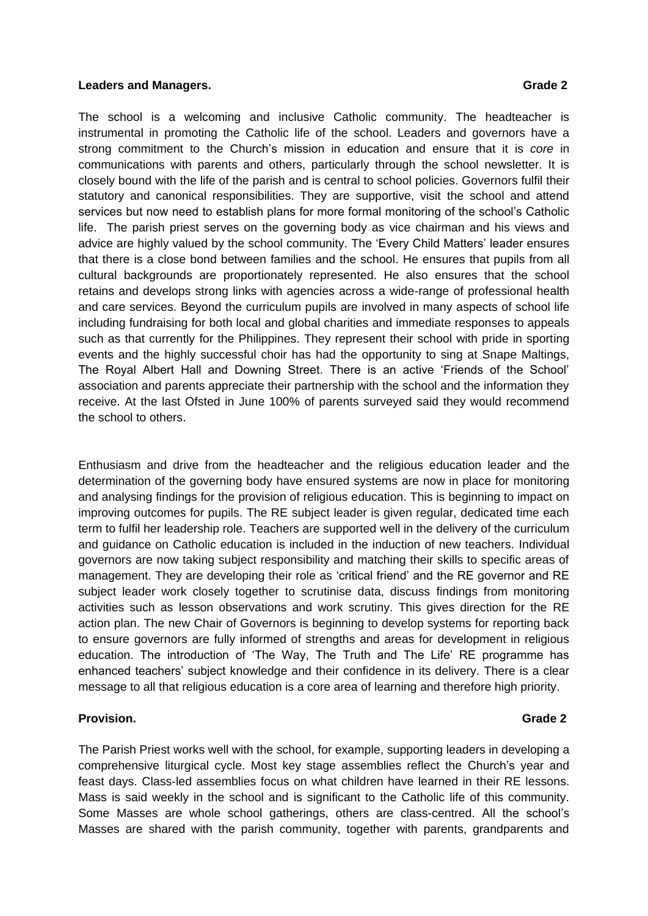**Leaders and Managers. Grade 2**

The school is a welcoming and inclusive Catholic community. The headteacher is instrumental in promoting the Catholic life of the school. Leaders and governors have a strong commitment to the Church's mission in education and ensure that it is *core* in communications with parents and others, particularly through the school newsletter. It is closely bound with the life of the parish and is central to school policies. Governors fulfil their statutory and canonical responsibilities. They are supportive, visit the school and attend services but now need to establish plans for more formal monitoring of the school's Catholic life. The parish priest serves on the governing body as vice chairman and his views and advice are highly valued by the school community. The 'Every Child Matters' leader ensures that there is a close bond between families and the school. He ensures that pupils from all cultural backgrounds are proportionately represented. He also ensures that the school retains and develops strong links with agencies across a wide-range of professional health and care services. Beyond the curriculum pupils are involved in many aspects of school life including fundraising for both local and global charities and immediate responses to appeals such as that currently for the Philippines. They represent their school with pride in sporting events and the highly successful choir has had the opportunity to sing at Snape Maltings, The Royal Albert Hall and Downing Street. There is an active 'Friends of the School' association and parents appreciate their partnership with the school and the information they receive. At the last Ofsted in June 100% of parents surveyed said they would recommend the school to others.

Enthusiasm and drive from the headteacher and the religious education leader and the determination of the governing body have ensured systems are now in place for monitoring and analysing findings for the provision of religious education. This is beginning to impact on improving outcomes for pupils. The RE subject leader is given regular, dedicated time each term to fulfil her leadership role. Teachers are supported well in the delivery of the curriculum and guidance on Catholic education is included in the induction of new teachers. Individual governors are now taking subject responsibility and matching their skills to specific areas of management. They are developing their role as 'critical friend' and the RE governor and RE subject leader work closely together to scrutinise data, discuss findings from monitoring activities such as lesson observations and work scrutiny. This gives direction for the RE action plan. The new Chair of Governors is beginning to develop systems for reporting back to ensure governors are fully informed of strengths and areas for development in religious education. The introduction of 'The Way, The Truth and The Life' RE programme has enhanced teachers' subject knowledge and their confidence in its delivery. There is a clear message to all that religious education is a core area of learning and therefore high priority.

**Provision. Grade 2**

The Parish Priest works well with the school, for example, supporting leaders in developing a comprehensive liturgical cycle. Most key stage assemblies reflect the Church's year and feast days. Class-led assemblies focus on what children have learned in their RE lessons. Mass is said weekly in the school and is significant to the Catholic life of this community. Some Masses are whole school gatherings, others are class-centred. All the school's Masses are shared with the parish community, together with parents, grandparents and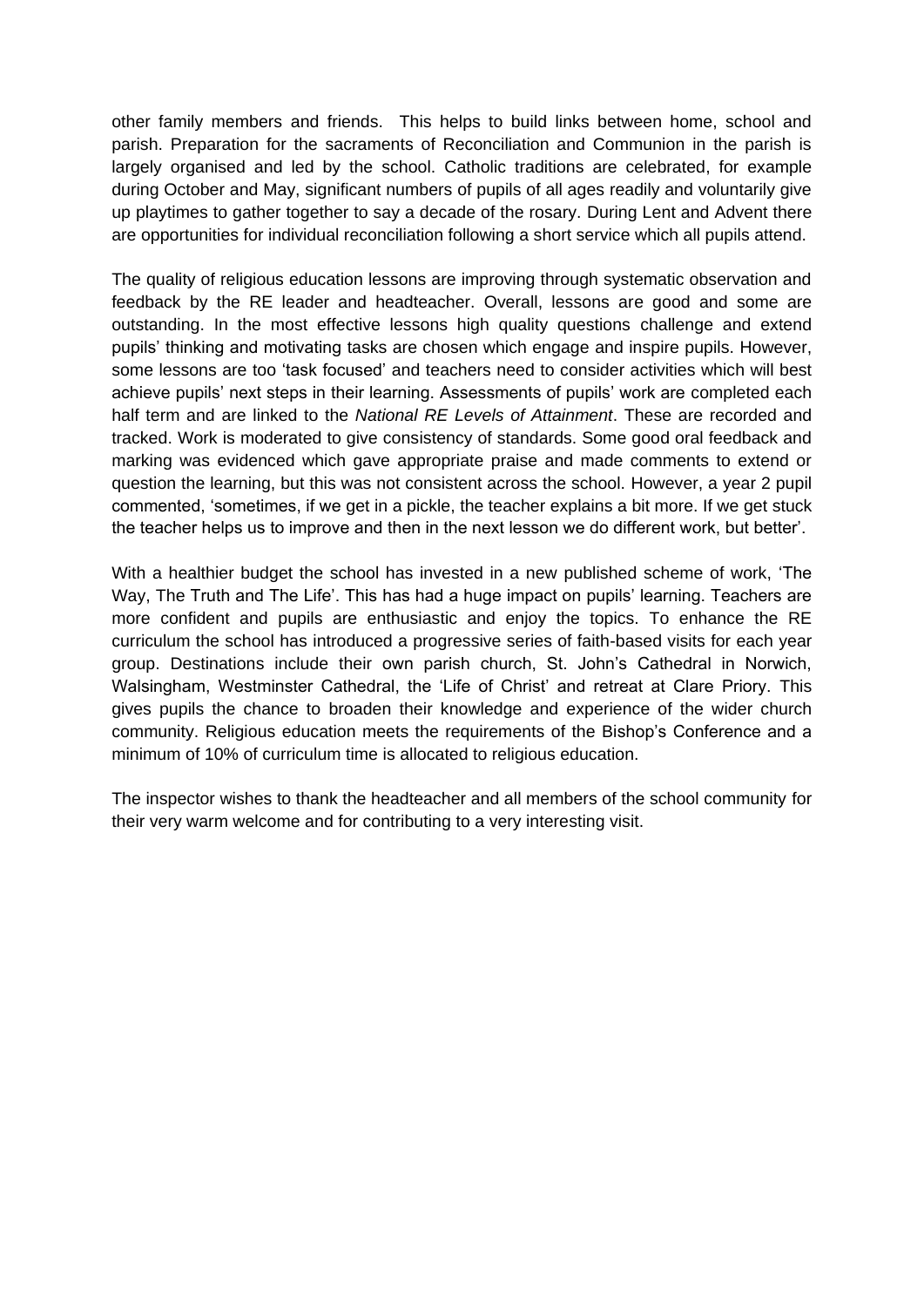other family members and friends. This helps to build links between home, school and parish. Preparation for the sacraments of Reconciliation and Communion in the parish is largely organised and led by the school. Catholic traditions are celebrated, for example during October and May, significant numbers of pupils of all ages readily and voluntarily give up playtimes to gather together to say a decade of the rosary. During Lent and Advent there are opportunities for individual reconciliation following a short service which all pupils attend.

The quality of religious education lessons are improving through systematic observation and feedback by the RE leader and headteacher. Overall, lessons are good and some are outstanding. In the most effective lessons high quality questions challenge and extend pupils' thinking and motivating tasks are chosen which engage and inspire pupils. However, some lessons are too 'task focused' and teachers need to consider activities which will best achieve pupils' next steps in their learning. Assessments of pupils' work are completed each half term and are linked to the *National RE Levels of Attainment*. These are recorded and tracked. Work is moderated to give consistency of standards. Some good oral feedback and marking was evidenced which gave appropriate praise and made comments to extend or question the learning, but this was not consistent across the school. However, a year 2 pupil commented, 'sometimes, if we get in a pickle, the teacher explains a bit more. If we get stuck the teacher helps us to improve and then in the next lesson we do different work, but better'.

With a healthier budget the school has invested in a new published scheme of work, 'The Way, The Truth and The Life'. This has had a huge impact on pupils' learning. Teachers are more confident and pupils are enthusiastic and enjoy the topics. To enhance the RE curriculum the school has introduced a progressive series of faith-based visits for each year group. Destinations include their own parish church, St. John's Cathedral in Norwich, Walsingham, Westminster Cathedral, the 'Life of Christ' and retreat at Clare Priory. This gives pupils the chance to broaden their knowledge and experience of the wider church community. Religious education meets the requirements of the Bishop's Conference and a minimum of 10% of curriculum time is allocated to religious education.

The inspector wishes to thank the headteacher and all members of the school community for their very warm welcome and for contributing to a very interesting visit.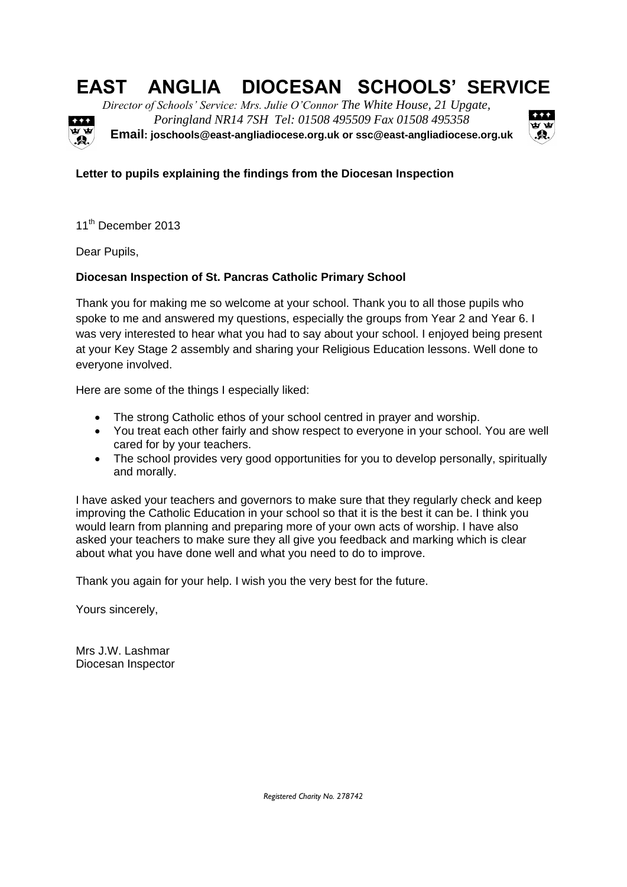# EAST ANGLIA DIOCESAN SCHOOLS' SERVICE

*Director of Schools' Service: Mrs. Julie O'Connor The White House, 21 Upgate, Poringland NR14 7SH Tel: 01508 495509 Fax 01508 495358*

**Email: joschools@east-angliadiocese.org.uk or ssc@east-angliadiocese.org.uk**

**Letter to pupils explaining the findings from the Diocesan Inspection**

11th December 2013

Dear Pupils,

**Diocesan Inspection of St. Pancras Catholic Primary School**

Thank you for making me so welcome at your school. Thank you to all those pupils who spoke to me and answered my questions, especially the groups from Year 2 and Year 6. I was very interested to hear what you had to say about your school. I enjoyed being present at your Key Stage 2 assembly and sharing your Religious Education lessons. Well done to everyone involved.

Here are some of the things I especially liked:

- The strong Catholic ethos of your school centred in prayer and worship.
- You treat each other fairly and show respect to everyone in your school. You are well cared for by your teachers.
- The school provides very good opportunities for you to develop personally, spiritually and morally.

I have asked your teachers and governors to make sure that they regularly check and keep improving the Catholic Education in your school so that it is the best it can be. I think you would learn from planning and preparing more of your own acts of worship. I have also asked your teachers to make sure they all give you feedback and marking which is clear about what you have done well and what you need to do to improve.

Thank you again for your help. I wish you the very best for the future.

Yours sincerely,

Mrs J.W. Lashmar
Diocesan Inspector

*Registered Charity No. 278742*